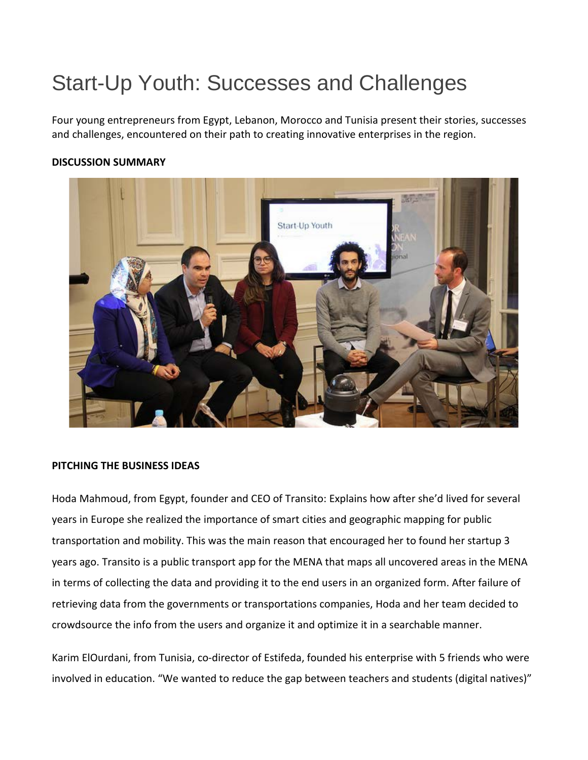# Start-Up Youth: Successes and Challenges

Four young entrepreneurs from Egypt, Lebanon, Morocco and Tunisia present their stories, successes and challenges, encountered on their path to creating innovative enterprises in the region.

**DISCUSSION SUMMARY**

**PITCHING THE BUSINESS IDEAS**

Hoda Mahmoud, from Egypt, founder and CEO of Transito: Explains how after she'd lived for several years in Europe she realized the importance of smart cities and geographic mapping for public transportation and mobility. This was the main reason that encouraged her to found her startup 3 years ago. Transito is a public transport app for the MENA that maps all uncovered areas in the MENA in terms of collecting the data and providing it to the end users in an organized form. After failure of retrieving data from the governments or transportations companies, Hoda and her team decided to crowdsource the info from the users and organize it and optimize it in a searchable manner.

Karim ElOurdani, from Tunisia, co-director of Estifeda, founded his enterprise with 5 friends who were involved in education. "We wanted to reduce the gap between teachers and students (digital natives)"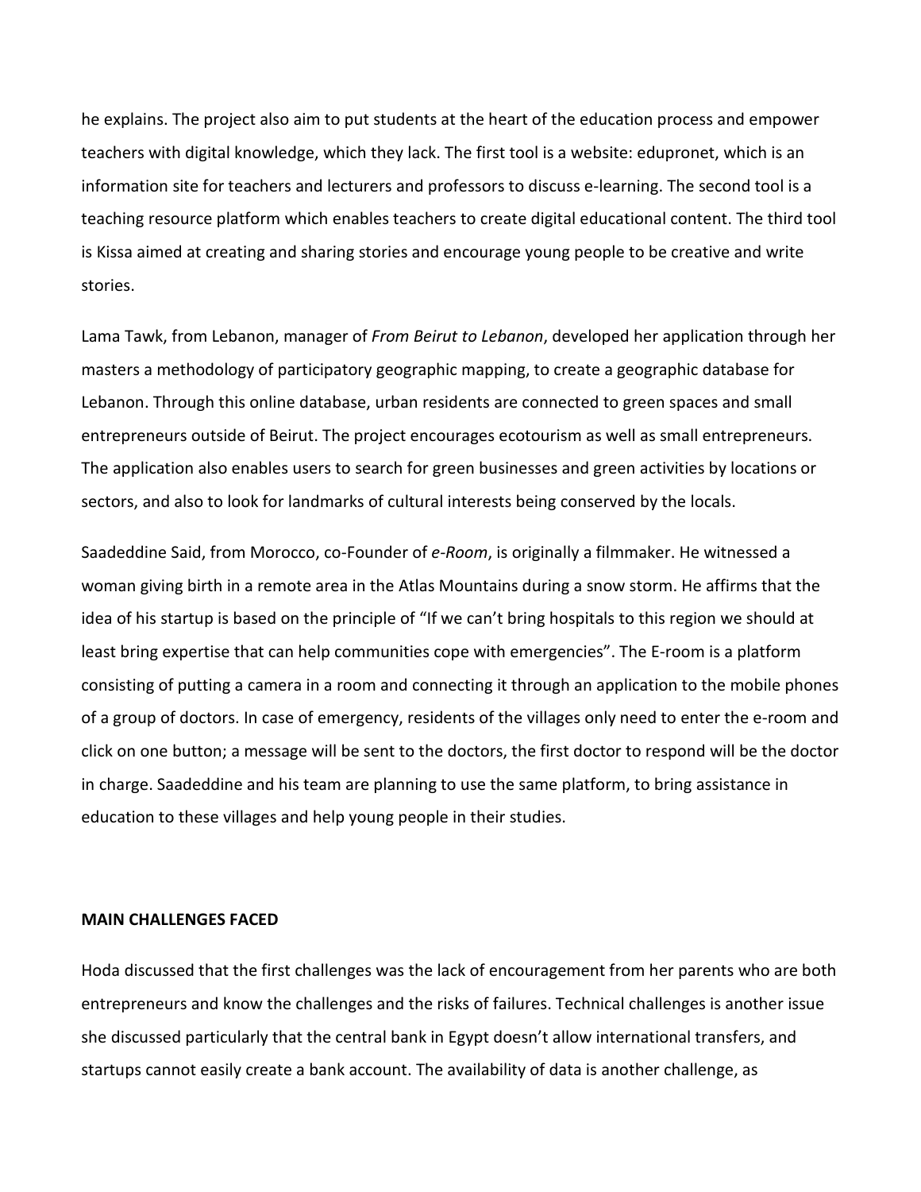he explains. The project also aim to put students at the heart of the education process and empower teachers with digital knowledge, which they lack. The first tool is a website: edupronet, which is an information site for teachers and lecturers and professors to discuss e-learning. The second tool is a teaching resource platform which enables teachers to create digital educational content. The third tool is Kissa aimed at creating and sharing stories and encourage young people to be creative and write stories.

Lama Tawk, from Lebanon, manager of *From Beirut to Lebanon*, developed her application through her masters a methodology of participatory geographic mapping, to create a geographic database for Lebanon. Through this online database, urban residents are connected to green spaces and small entrepreneurs outside of Beirut. The project encourages ecotourism as well as small entrepreneurs. The application also enables users to search for green businesses and green activities by locations or sectors, and also to look for landmarks of cultural interests being conserved by the locals.

Saadeddine Said, from Morocco, co-Founder of *e-Room*, is originally a filmmaker. He witnessed a woman giving birth in a remote area in the Atlas Mountains during a snow storm. He affirms that the idea of his startup is based on the principle of "If we can't bring hospitals to this region we should at least bring expertise that can help communities cope with emergencies". The E-room is a platform consisting of putting a camera in a room and connecting it through an application to the mobile phones of a group of doctors. In case of emergency, residents of the villages only need to enter the e-room and click on one button; a message will be sent to the doctors, the first doctor to respond will be the doctor in charge. Saadeddine and his team are planning to use the same platform, to bring assistance in education to these villages and help young people in their studies.

**MAIN CHALLENGES FACED**

Hoda discussed that the first challenges was the lack of encouragement from her parents who are both entrepreneurs and know the challenges and the risks of failures. Technical challenges is another issue she discussed particularly that the central bank in Egypt doesn't allow international transfers, and startups cannot easily create a bank account. The availability of data is another challenge, as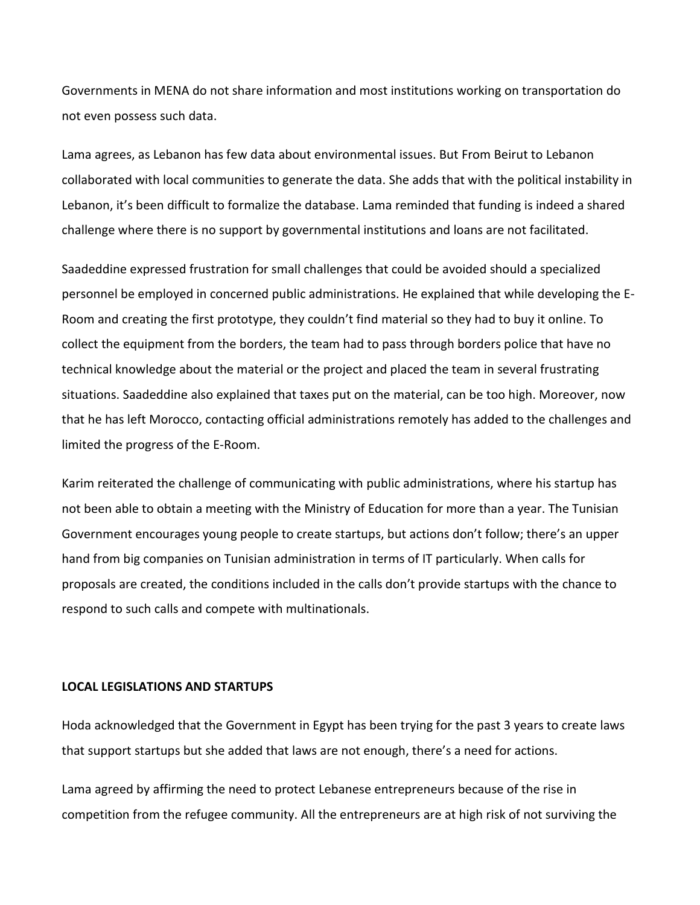Governments in MENA do not share information and most institutions working on transportation do not even possess such data.

Lama agrees, as Lebanon has few data about environmental issues. But From Beirut to Lebanon collaborated with local communities to generate the data. She adds that with the political instability in Lebanon, it's been difficult to formalize the database. Lama reminded that funding is indeed a shared challenge where there is no support by governmental institutions and loans are not facilitated.

Saadeddine expressed frustration for small challenges that could be avoided should a specialized personnel be employed in concerned public administrations. He explained that while developing the E-Room and creating the first prototype, they couldn't find material so they had to buy it online. To collect the equipment from the borders, the team had to pass through borders police that have no technical knowledge about the material or the project and placed the team in several frustrating situations. Saadeddine also explained that taxes put on the material, can be too high. Moreover, now that he has left Morocco, contacting official administrations remotely has added to the challenges and limited the progress of the E-Room.

Karim reiterated the challenge of communicating with public administrations, where his startup has not been able to obtain a meeting with the Ministry of Education for more than a year. The Tunisian Government encourages young people to create startups, but actions don't follow; there's an upper hand from big companies on Tunisian administration in terms of IT particularly. When calls for proposals are created, the conditions included in the calls don't provide startups with the chance to respond to such calls and compete with multinationals.

**LOCAL LEGISLATIONS AND STARTUPS**

Hoda acknowledged that the Government in Egypt has been trying for the past 3 years to create laws that support startups but she added that laws are not enough, there's a need for actions.

Lama agreed by affirming the need to protect Lebanese entrepreneurs because of the rise in competition from the refugee community. All the entrepreneurs are at high risk of not surviving the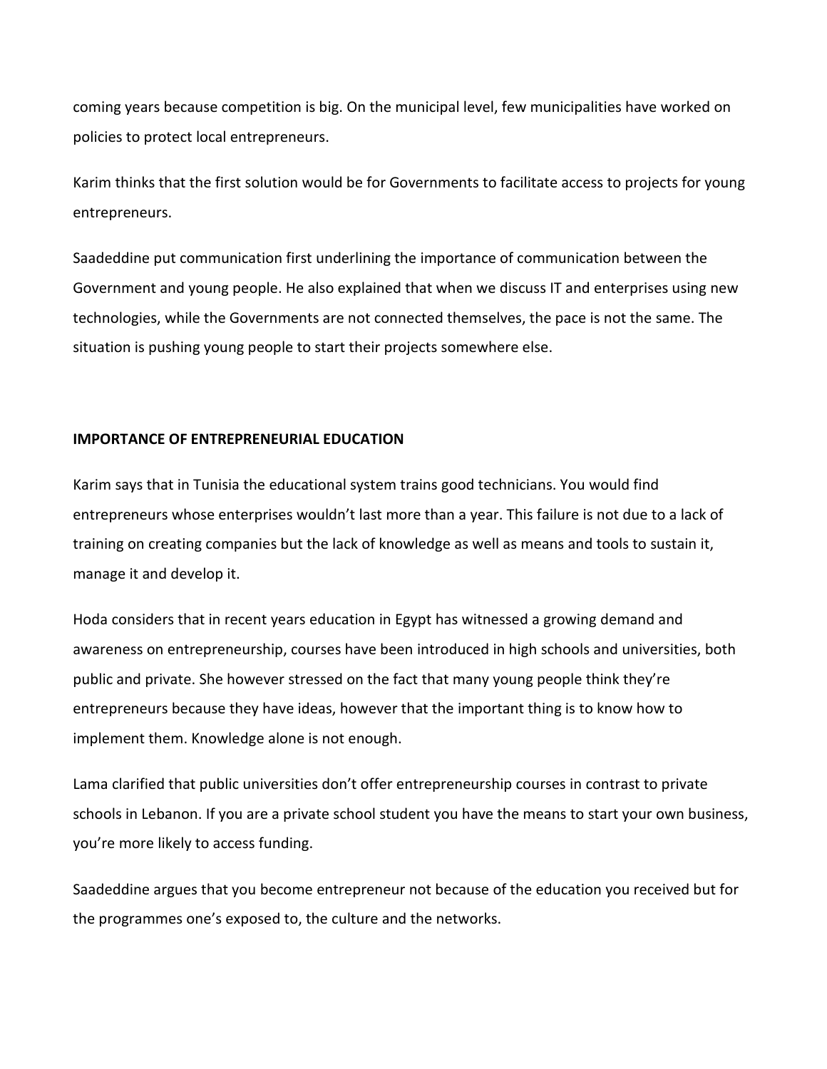coming years because competition is big. On the municipal level, few municipalities have worked on policies to protect local entrepreneurs.

Karim thinks that the first solution would be for Governments to facilitate access to projects for young entrepreneurs.

Saadeddine put communication first underlining the importance of communication between the Government and young people. He also explained that when we discuss IT and enterprises using new technologies, while the Governments are not connected themselves, the pace is not the same. The situation is pushing young people to start their projects somewhere else.

**IMPORTANCE OF ENTREPRENEURIAL EDUCATION**

Karim says that in Tunisia the educational system trains good technicians. You would find entrepreneurs whose enterprises wouldn't last more than a year. This failure is not due to a lack of training on creating companies but the lack of knowledge as well as means and tools to sustain it, manage it and develop it.

Hoda considers that in recent years education in Egypt has witnessed a growing demand and awareness on entrepreneurship, courses have been introduced in high schools and universities, both public and private. She however stressed on the fact that many young people think they're entrepreneurs because they have ideas, however that the important thing is to know how to implement them. Knowledge alone is not enough.

Lama clarified that public universities don't offer entrepreneurship courses in contrast to private schools in Lebanon. If you are a private school student you have the means to start your own business, you're more likely to access funding.

Saadeddine argues that you become entrepreneur not because of the education you received but for the programmes one's exposed to, the culture and the networks.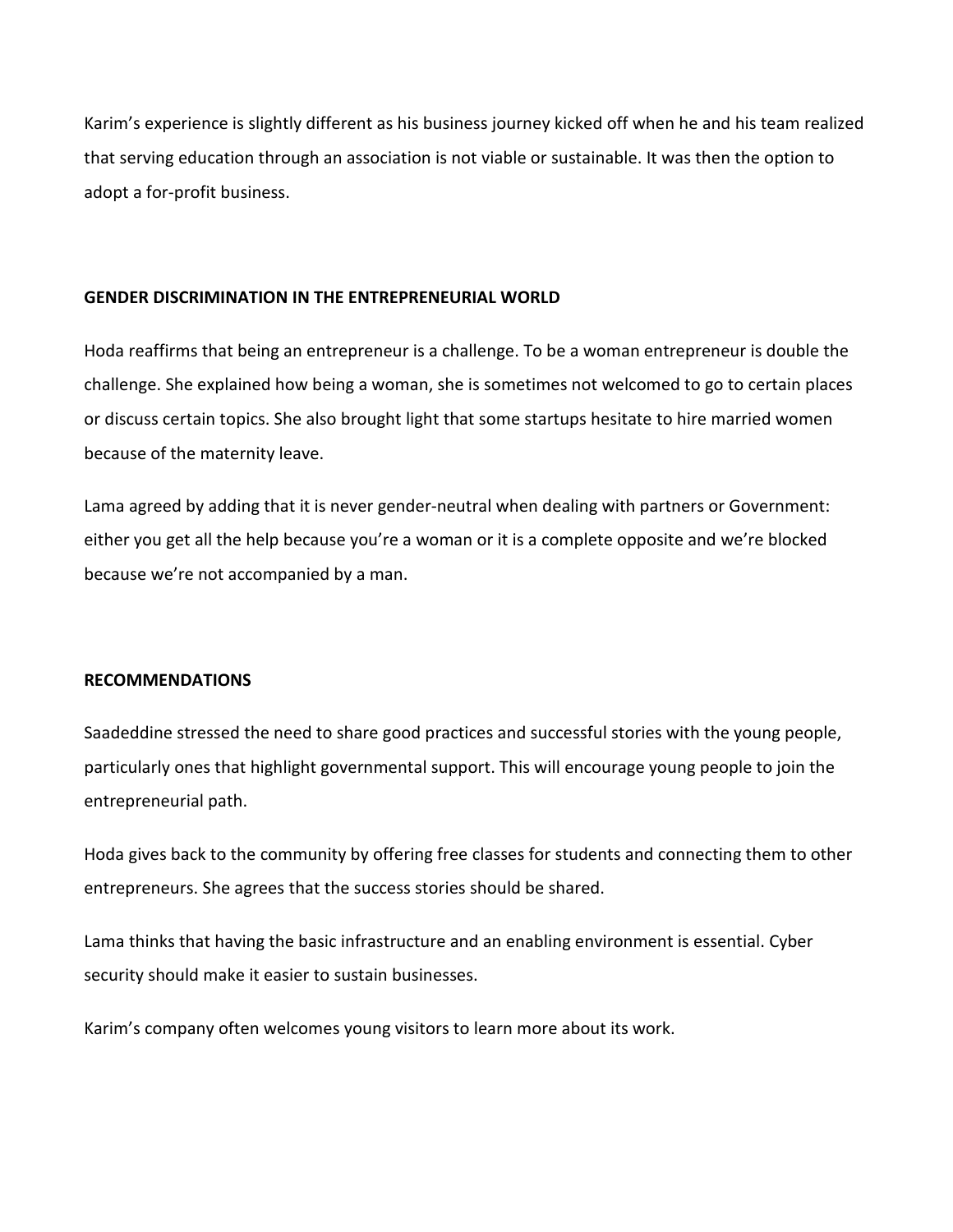Karim’s experience is slightly different as his business journey kicked off when he and his team realized that serving education through an association is not viable or sustainable. It was then the option to adopt a for-profit business.

## GENDER DISCRIMINATION IN THE ENTREPRENEURIAL WORLD

Hoda reaffirms that being an entrepreneur is a challenge. To be a woman entrepreneur is double the challenge. She explained how being a woman, she is sometimes not welcomed to go to certain places or discuss certain topics. She also brought light that some startups hesitate to hire married women because of the maternity leave.

Lama agreed by adding that it is never gender-neutral when dealing with partners or Government: either you get all the help because you’re a woman or it is a complete opposite and we’re blocked because we’re not accompanied by a man.

## RECOMMENDATIONS

Saadeddine stressed the need to share good practices and successful stories with the young people, particularly ones that highlight governmental support. This will encourage young people to join the entrepreneurial path.

Hoda gives back to the community by offering free classes for students and connecting them to other entrepreneurs. She agrees that the success stories should be shared.

Lama thinks that having the basic infrastructure and an enabling environment is essential. Cyber security should make it easier to sustain businesses.

Karim’s company often welcomes young visitors to learn more about its work.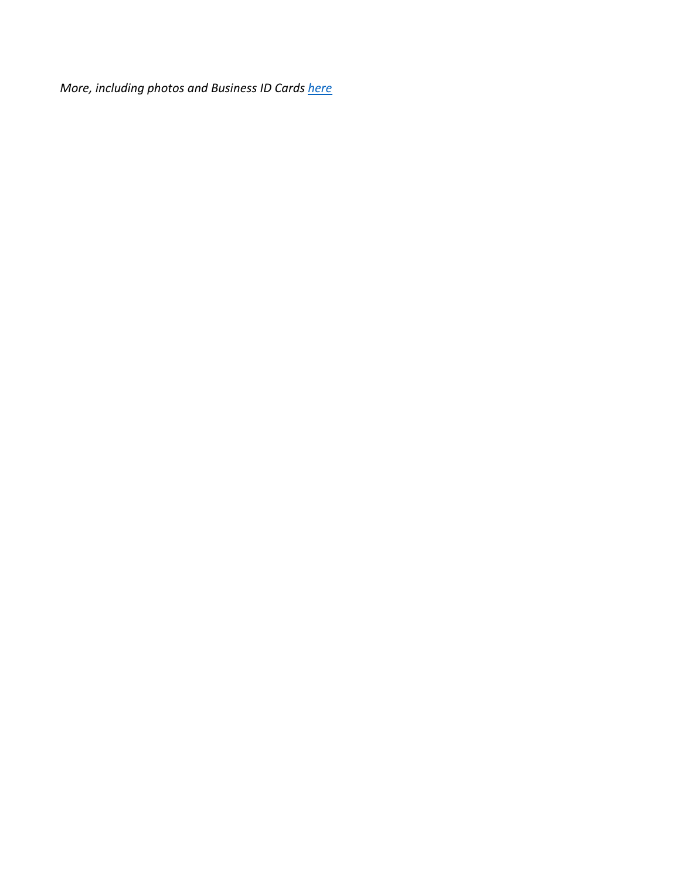*More, including photos and Business ID Cards [here]*